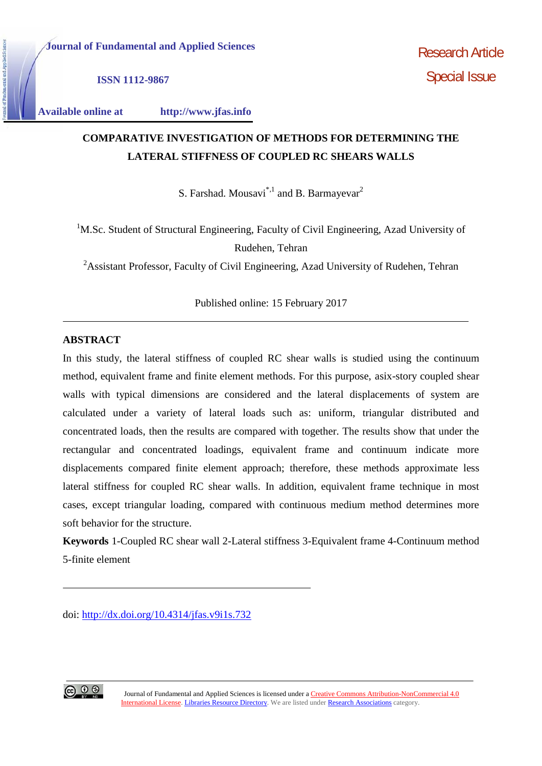Journal of Fundamental and Applied Sciences

ISSN 1112-9867

Available online at http://www.jfas.info

Research Article
Special Issue

# COMPARATIVE INVESTIGATION OF METHODS FOR DETERMINING THE LATERAL STIFFNESS OF COUPLED RC SHEARS WALLS

S. Farshad. Mousavi[*,1] and B. Barmayevar[2]

[1]M.Sc. Student of Structural Engineering, Faculty of Civil Engineering, Azad University of Rudehen, Tehran

[2]Assistant Professor, Faculty of Civil Engineering, Azad University of Rudehen, Tehran

Published online: 15 February 2017

## ABSTRACT

In this study, the lateral stiffness of coupled RC shear walls is studied using the continuum method, equivalent frame and finite element methods. For this purpose, asix-story coupled shear walls with typical dimensions are considered and the lateral displacements of system are calculated under a variety of lateral loads such as: uniform, triangular distributed and concentrated loads, then the results are compared with together. The results show that under the rectangular and concentrated loadings, equivalent frame and continuum indicate more displacements compared finite element approach; therefore, these methods approximate less lateral stiffness for coupled RC shear walls. In addition, equivalent frame technique in most cases, except triangular loading, compared with continuous medium method determines more soft behavior for the structure.

**Keywords** 1-Coupled RC shear wall 2-Lateral stiffness 3-Equivalent frame 4-Continuum method 5-finite element

doi: http://dx.doi.org/10.4314/jfas.v9i1s.732

Journal of Fundamental and Applied Sciences is licensed under a Creative Commons Attribution-NonCommercial 4.0 International License. Libraries Resource Directory. We are listed under Research Associations category.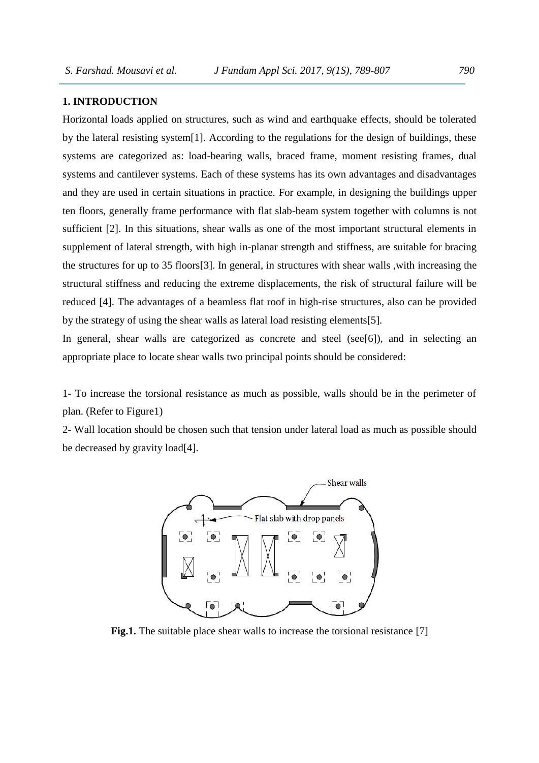## 1. INTRODUCTION

Horizontal loads applied on structures, such as wind and earthquake effects, should be tolerated by the lateral resisting system[1]. According to the regulations for the design of buildings, these systems are categorized as: load-bearing walls, braced frame, moment resisting frames, dual systems and cantilever systems. Each of these systems has its own advantages and disadvantages and they are used in certain situations in practice. For example, in designing the buildings upper ten floors, generally frame performance with flat slab-beam system together with columns is not sufficient [2]. In this situations, shear walls as one of the most important structural elements in supplement of lateral strength, with high in-planar strength and stiffness, are suitable for bracing the structures for up to 35 floors[3]. In general, in structures with shear walls ,with increasing the structural stiffness and reducing the extreme displacements, the risk of structural failure will be reduced [4]. The advantages of a beamless flat roof in high-rise structures, also can be provided by the strategy of using the shear walls as lateral load resisting elements[5].

In general, shear walls are categorized as concrete and steel (see[6]), and in selecting an appropriate place to locate shear walls two principal points should be considered:

1- To increase the torsional resistance as much as possible, walls should be in the perimeter of plan. (Refer to Figure1)

2- Wall location should be chosen such that tension under lateral load as much as possible should be decreased by gravity load[4].

**Fig.1.** The suitable place shear walls to increase the torsional resistance [7]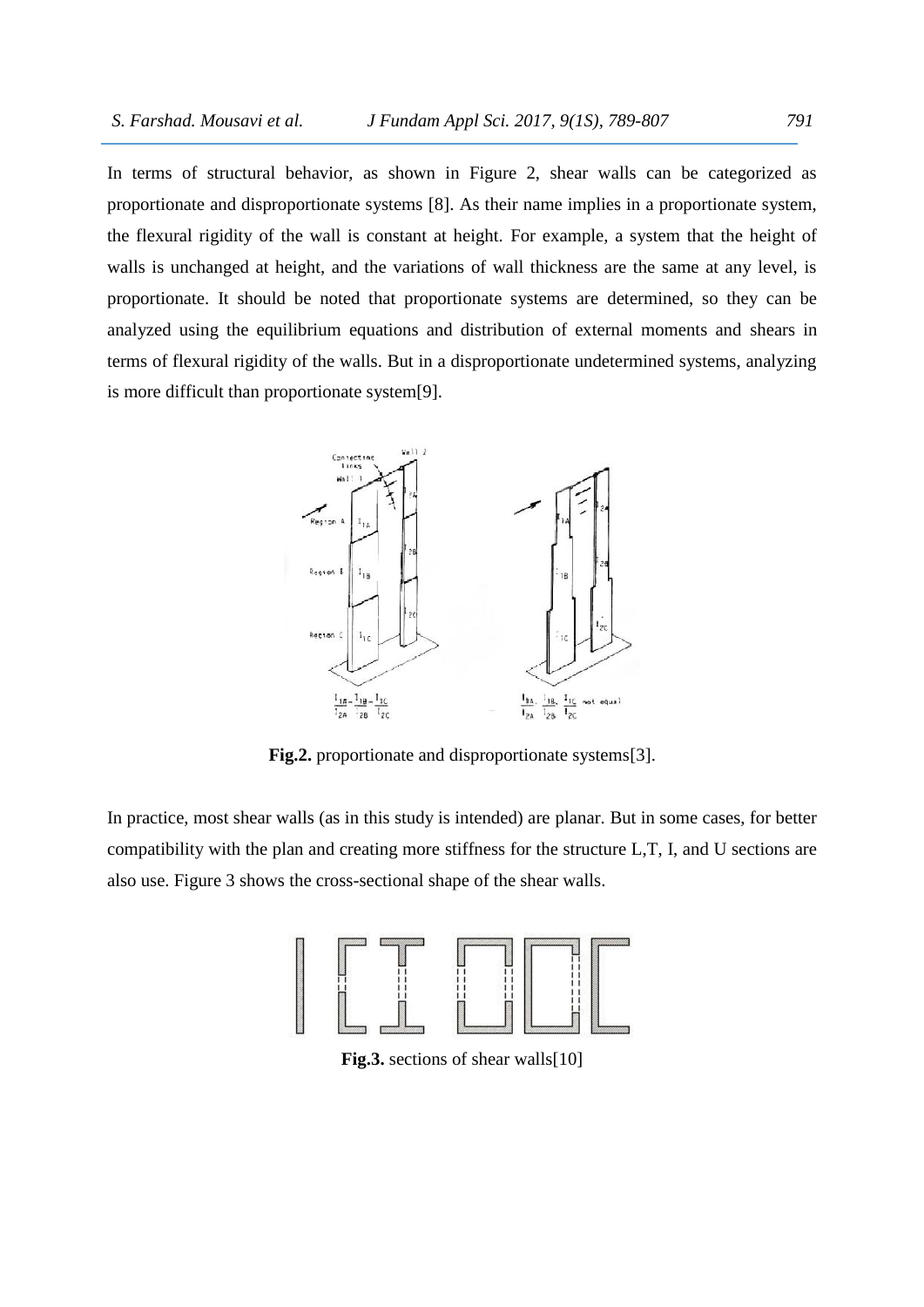In terms of structural behavior, as shown in Figure 2, shear walls can be categorized as proportionate and disproportionate systems [8]. As their name implies in a proportionate system, the flexural rigidity of the wall is constant at height. For example, a system that the height of walls is unchanged at height, and the variations of wall thickness are the same at any level, is proportionate. It should be noted that proportionate systems are determined, so they can be analyzed using the equilibrium equations and distribution of external moments and shears in terms of flexural rigidity of the walls. But in a disproportionate undetermined systems, analyzing is more difficult than proportionate system[9].

**Fig.2.** proportionate and disproportionate systems[3].

In practice, most shear walls (as in this study is intended) are planar. But in some cases, for better compatibility with the plan and creating more stiffness for the structure L,T, I, and U sections are also use. Figure 3 shows the cross-sectional shape of the shear walls.

**Fig.3.** sections of shear walls[10]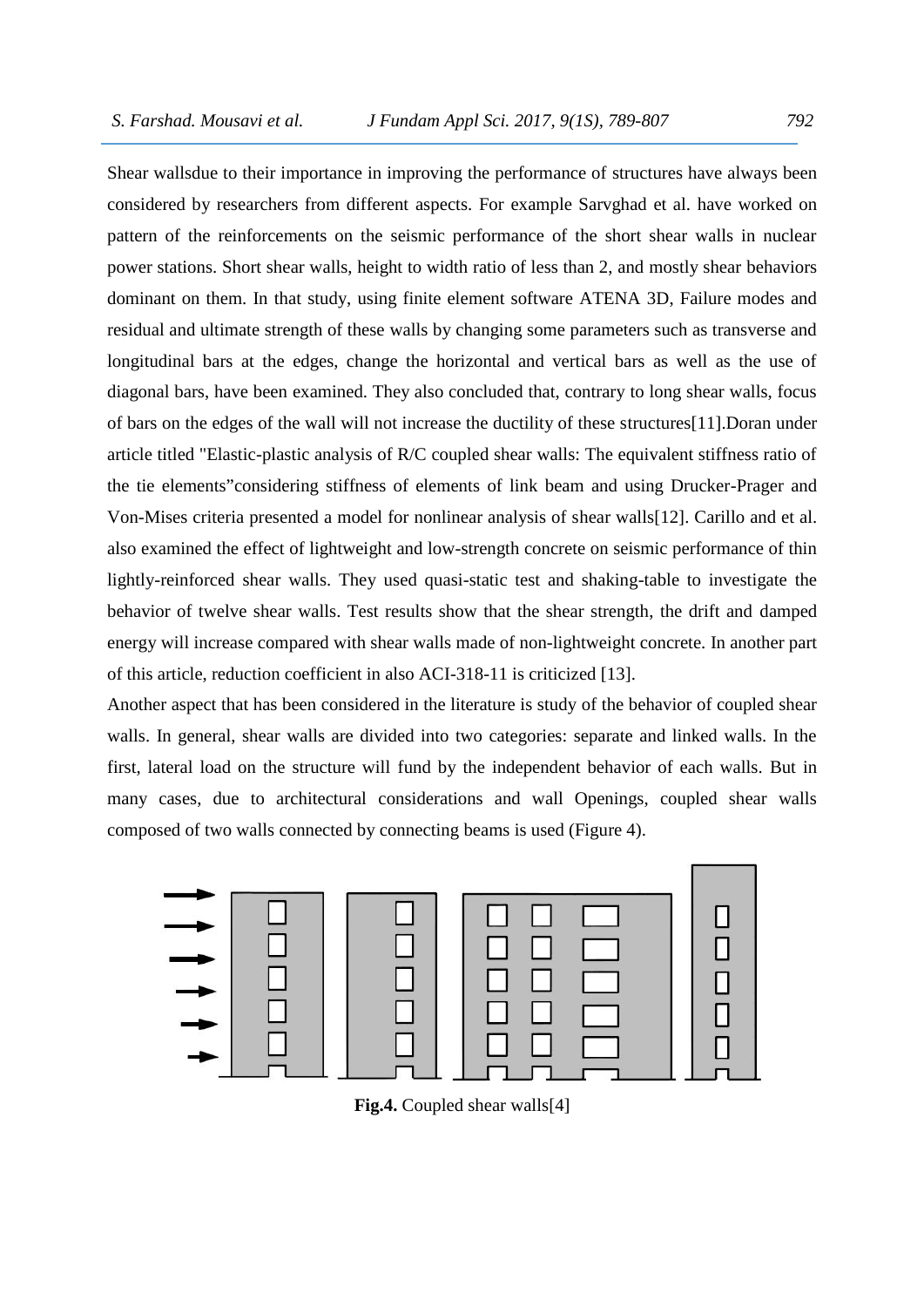Shear wallsdue to their importance in improving the performance of structures have always been considered by researchers from different aspects. For example Sarvghad et al. have worked on pattern of the reinforcements on the seismic performance of the short shear walls in nuclear power stations. Short shear walls, height to width ratio of less than 2, and mostly shear behaviors dominant on them. In that study, using finite element software ATENA 3D, Failure modes and residual and ultimate strength of these walls by changing some parameters such as transverse and longitudinal bars at the edges, change the horizontal and vertical bars as well as the use of diagonal bars, have been examined. They also concluded that, contrary to long shear walls, focus of bars on the edges of the wall will not increase the ductility of these structures[11].Doran under article titled "Elastic-plastic analysis of R/C coupled shear walls: The equivalent stiffness ratio of the tie elements"considering stiffness of elements of link beam and using Drucker-Prager and Von-Mises criteria presented a model for nonlinear analysis of shear walls[12]. Carillo and et al. also examined the effect of lightweight and low-strength concrete on seismic performance of thin lightly-reinforced shear walls. They used quasi-static test and shaking-table to investigate the behavior of twelve shear walls. Test results show that the shear strength, the drift and damped energy will increase compared with shear walls made of non-lightweight concrete. In another part of this article, reduction coefficient in also ACI-318-11 is criticized [13].

Another aspect that has been considered in the literature is study of the behavior of coupled shear walls. In general, shear walls are divided into two categories: separate and linked walls. In the first, lateral load on the structure will fund by the independent behavior of each walls. But in many cases, due to architectural considerations and wall Openings, coupled shear walls composed of two walls connected by connecting beams is used (Figure 4).

**Fig.4.** Coupled shear walls[4]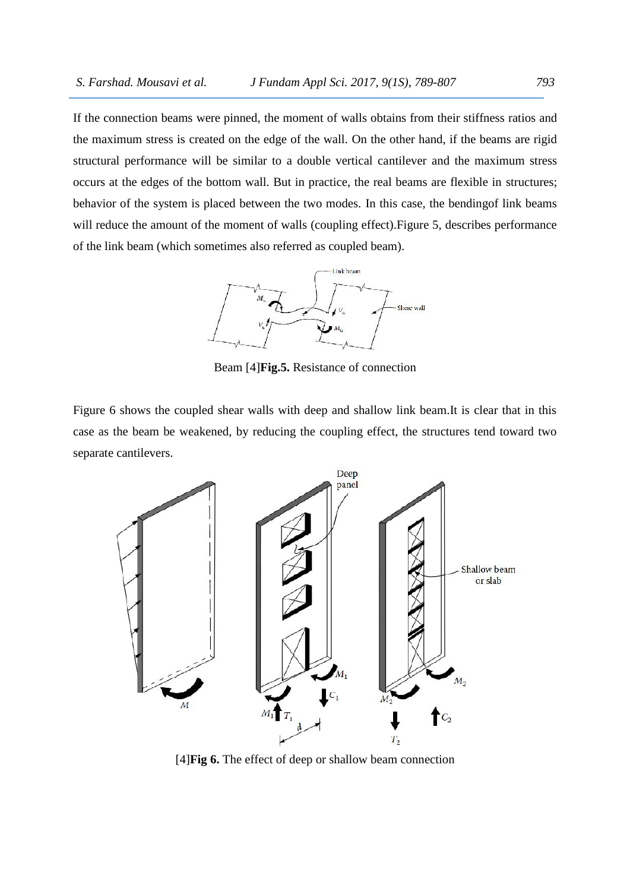If the connection beams were pinned, the moment of walls obtains from their stiffness ratios and the maximum stress is created on the edge of the wall. On the other hand, if the beams are rigid structural performance will be similar to a double vertical cantilever and the maximum stress occurs at the edges of the bottom wall. But in practice, the real beams are flexible in structures; behavior of the system is placed between the two modes. In this case, the bendingof link beams will reduce the amount of the moment of walls (coupling effect).Figure 5, describes performance of the link beam (which sometimes also referred as coupled beam).

Beam [4]**Fig.5.** Resistance of connection

Figure 6 shows the coupled shear walls with deep and shallow link beam.It is clear that in this case as the beam be weakened, by reducing the coupling effect, the structures tend toward two separate cantilevers.

[4]**Fig 6.** The effect of deep or shallow beam connection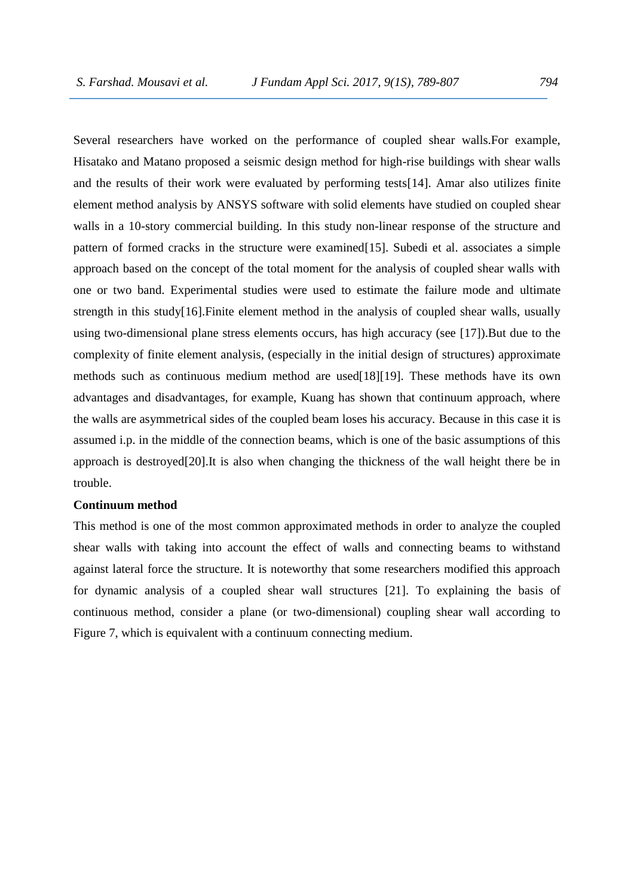Several researchers have worked on the performance of coupled shear walls.For example, Hisatako and Matano proposed a seismic design method for high-rise buildings with shear walls and the results of their work were evaluated by performing tests[14]. Amar also utilizes finite element method analysis by ANSYS software with solid elements have studied on coupled shear walls in a 10-story commercial building. In this study non-linear response of the structure and pattern of formed cracks in the structure were examined[15]. Subedi et al. associates a simple approach based on the concept of the total moment for the analysis of coupled shear walls with one or two band. Experimental studies were used to estimate the failure mode and ultimate strength in this study[16].Finite element method in the analysis of coupled shear walls, usually using two-dimensional plane stress elements occurs, has high accuracy (see [17]).But due to the complexity of finite element analysis, (especially in the initial design of structures) approximate methods such as continuous medium method are used[18][19]. These methods have its own advantages and disadvantages, for example, Kuang has shown that continuum approach, where the walls are asymmetrical sides of the coupled beam loses his accuracy. Because in this case it is assumed i.p. in the middle of the connection beams, which is one of the basic assumptions of this approach is destroyed[20].It is also when changing the thickness of the wall height there be in trouble.

**Continuum method**

This method is one of the most common approximated methods in order to analyze the coupled shear walls with taking into account the effect of walls and connecting beams to withstand against lateral force the structure. It is noteworthy that some researchers modified this approach for dynamic analysis of a coupled shear wall structures [21]. To explaining the basis of continuous method, consider a plane (or two-dimensional) coupling shear wall according to Figure 7, which is equivalent with a continuum connecting medium.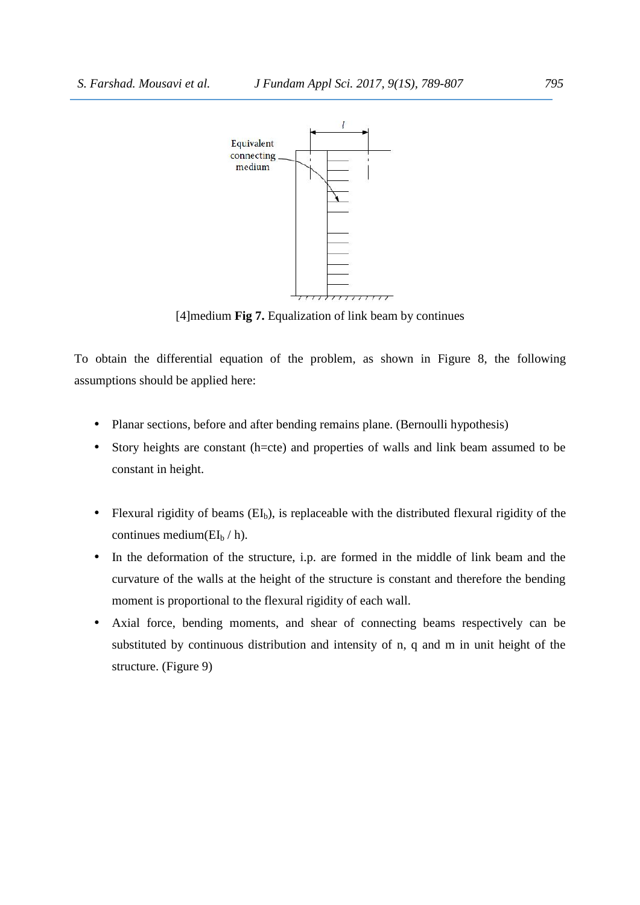[4]medium **Fig 7.** Equalization of link beam by continues

To obtain the differential equation of the problem, as shown in Figure 8, the following assumptions should be applied here:

- Planar sections, before and after bending remains plane. (Bernoulli hypothesis)
- Story heights are constant (h=cte) and properties of walls and link beam assumed to be constant in height.

- Flexural rigidity of beams ($EI_b$), is replaceable with the distributed flexural rigidity of the continues medium($EI_b$ / h).
- In the deformation of the structure, i.p. are formed in the middle of link beam and the curvature of the walls at the height of the structure is constant and therefore the bending moment is proportional to the flexural rigidity of each wall.
- Axial force, bending moments, and shear of connecting beams respectively can be substituted by continuous distribution and intensity of n, q and m in unit height of the structure. (Figure 9)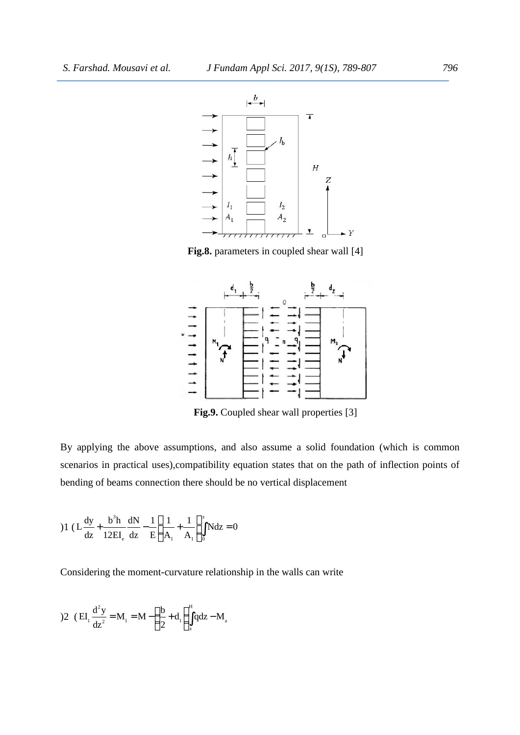**Fig.8.** parameters in coupled shear wall [4]

**Fig.9.** Coupled shear wall properties [3]

By applying the above assumptions, and also assume a solid foundation (which is common scenarios in practical uses),compatibility equation states that on the path of inflection points of bending of beams connection there should be no vertical displacement

$$L\frac{dy}{dz}+\frac{b^3h}{12EI_e}\frac{dN}{dz}-\frac{1}{E}\left(\frac{1}{A_1}+\frac{1}{A_1}\right)\int_0^z Ndz=0 \quad (1)$$

Considering the moment-curvature relationship in the walls can write

$$EI_1\frac{d^2y}{dz^2}=M_1=M-\left(\frac{b}{2}+d_1\right)\left(\int_z^H qdz-M_a\right) \quad (2)$$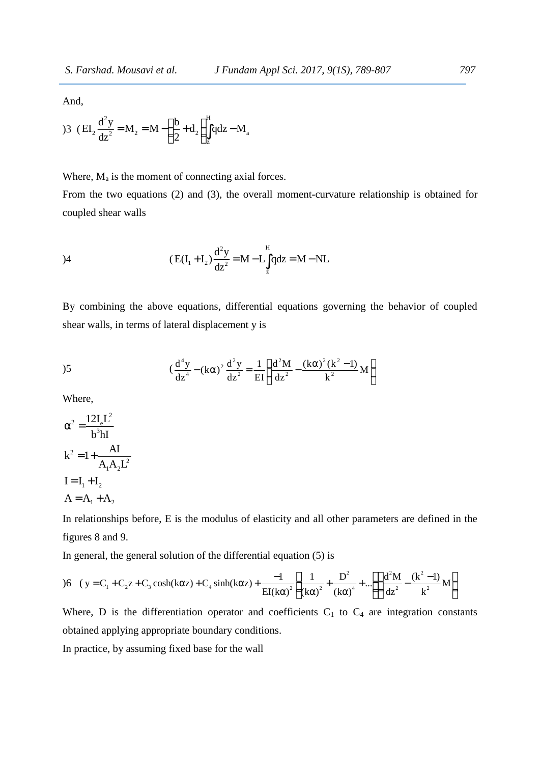And,

$$EI_2 \frac{d^2y}{dz^2} = M_2 = M - \left(\frac{b}{2} + d_2\right)\int_z^H q dz - M_a \quad (3)$$

Where, $M_a$ is the moment of connecting axial forces.

From the two equations (2) and (3), the overall moment-curvature relationship is obtained for coupled shear walls

$$E(I_1 + I_2)\frac{d^2y}{dz^2} = M - L\int_z^H q dz = M - NL \quad (4)$$

By combining the above equations, differential equations governing the behavior of coupled shear walls, in terms of lateral displacement y is

$$\frac{d^4y}{dz^4} - (k\alpha)^2 \frac{d^2y}{dz^2} = \frac{1}{EI}\left[\frac{d^2M}{dz^2} - \frac{(k\alpha)^2(k^2-1)}{k^2}M\right] \quad (5)$$

Where,

$$\alpha^2 = \frac{12 I_e L^2}{b^3 h I}$$

$$k^2 = 1 + \frac{AI}{A_1 A_2 L^2}$$

$$I = I_1 + I_2$$

$$A = A_1 + A_2$$

In relationships before, E is the modulus of elasticity and all other parameters are defined in the figures 8 and 9.

In general, the general solution of the differential equation (5) is

$$y = C_1 + C_2 z + C_3 \cosh(k\alpha z) + C_4 \sinh(k\alpha z) + \frac{-1}{EI(k\alpha)^2}\left[\frac{1}{(k\alpha)^2} + \frac{D^2}{(k\alpha)^4} + \ldots\right]\left[\frac{d^2M}{dz^2} - \frac{(k^2-1)}{k^2}M\right] \quad (6)$$

Where, D is the differentiation operator and coefficients $C_1$ to $C_4$ are integration constants obtained applying appropriate boundary conditions.

In practice, by assuming fixed base for the wall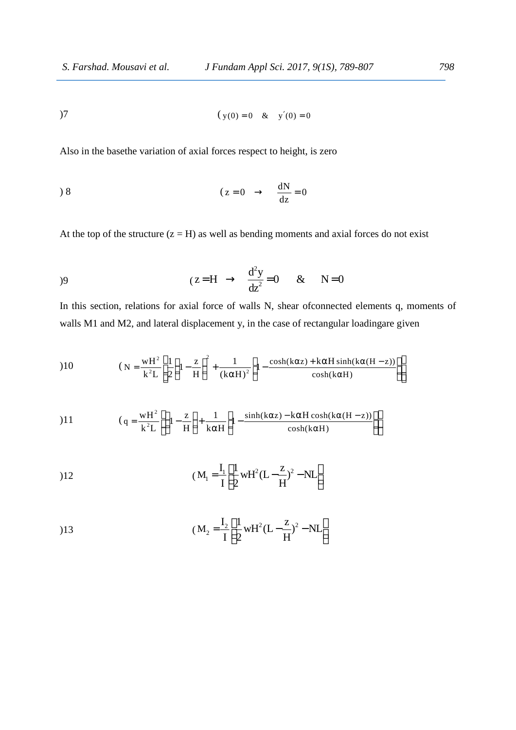$$y(0)=0 \quad \& \quad y'(0)=0 \tag{7}$$

Also in the basethe variation of axial forces respect to height, is zero

$$z=0 \quad \rightarrow \quad \frac{dN}{dz}=0 \tag{8}$$

At the top of the structure (z = H) as well as bending moments and axial forces do not exist

$$z=H \quad \rightarrow \quad \frac{d^2y}{dz^2}=0 \quad \& \quad N=0 \tag{9}$$

In this section, relations for axial force of walls N, shear ofconnected elements q, moments of walls M1 and M2, and lateral displacement y, in the case of rectangular loadingare given

$$N=\frac{wH^2}{k^2L}\left[\frac{1}{2}\left(1-\frac{z}{H}\right)^2+\frac{1}{(k\alpha H)^2}\left(1-\frac{\cosh(k\alpha z)+k\alpha H\sinh(k\alpha(H-z))}{\cosh(k\alpha H)}\right)\right] \tag{10}$$

$$q=\frac{wH^2}{k^2L}\left[\left(1-\frac{z}{H}\right)+\frac{1}{k\alpha H}\left(1-\frac{\sinh(k\alpha z)-k\alpha H\cosh(k\alpha(H-z))}{\cosh(k\alpha H)}\right)\right] \tag{11}$$

$$M_1=\frac{I_1}{I}\left[\frac{1}{2}wH^2(L-\frac{z}{H})^2-NL\right] \tag{12}$$

$$M_2=\frac{I_2}{I}\left[\frac{1}{2}wH^2(L-\frac{z}{H})^2-NL\right] \tag{13}$$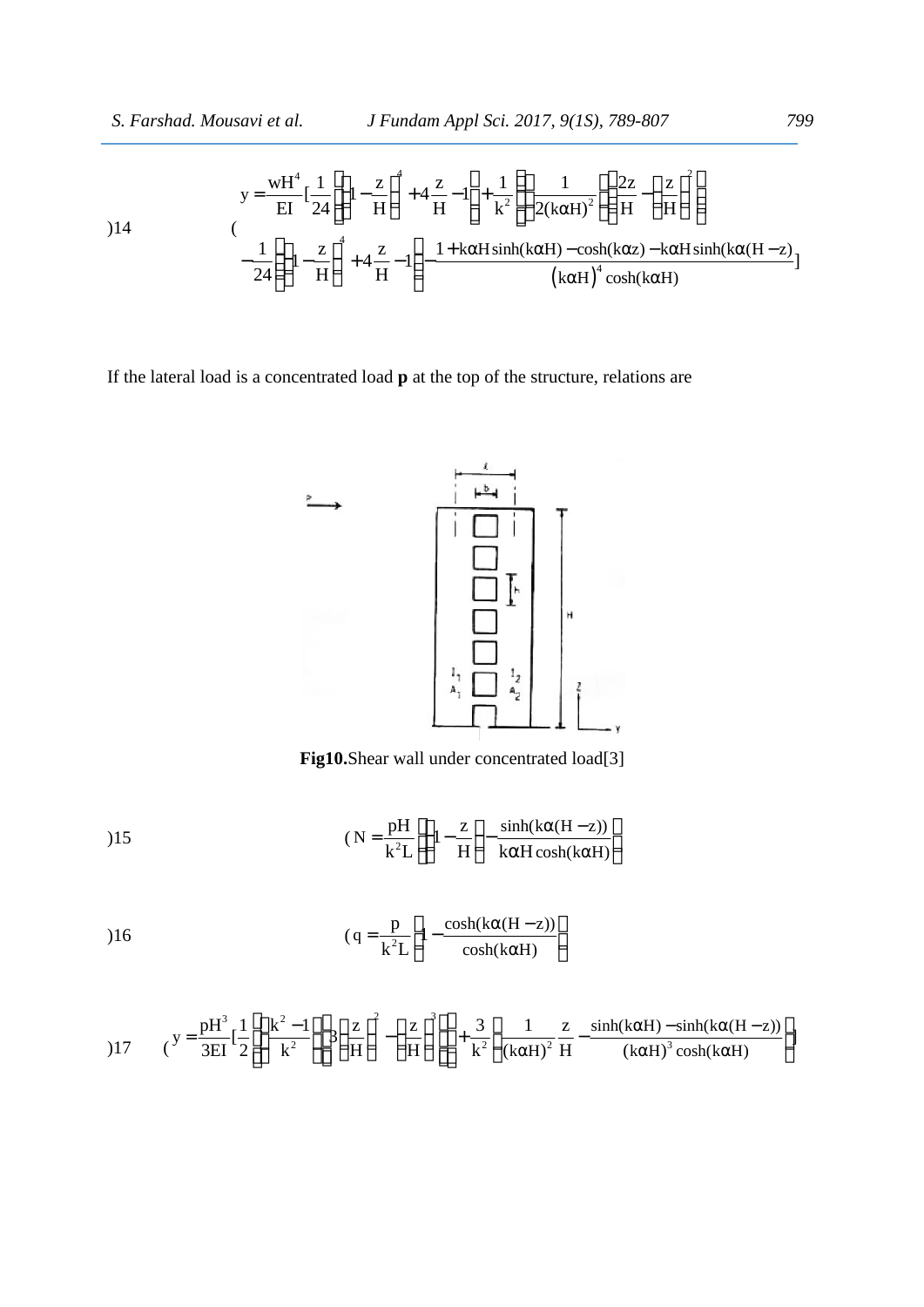$$y=\frac{wH^4}{EI}\left[\frac{1}{24}\left(\left(1-\frac{z}{H}\right)^4+4\frac{z}{H}-1\right)+\frac{1}{k^2}\left(\frac{1}{2(k\alpha H)^2}\left(\frac{2z}{H}-\left(\frac{z}{H}\right)^2\right)\right.\right.$$

$$\left.\left.-\frac{1}{24}\left(\left(1-\frac{z}{H}\right)^4+4\frac{z}{H}-1\right)-\frac{1+k\alpha H\sinh(k\alpha H)-\cosh(k\alpha z)-k\alpha H\sinh(k\alpha(H-z))}{(k\alpha H)^4\cosh(k\alpha H)}\right)\right] \tag{14}$$

If the lateral load is a concentrated load **p** at the top of the structure, relations are

**Fig10.**Shear wall under concentrated load[3]

$$N=\frac{pH}{k^2L}\left(\left(1-\frac{z}{H}\right)-\frac{\sinh(k\alpha(H-z))}{k\alpha H\cosh(k\alpha H)}\right) \tag{15}$$

$$q=\frac{p}{k^2L}\left(1-\frac{\cosh(k\alpha(H-z))}{\cosh(k\alpha H)}\right) \tag{16}$$

$$y=\frac{pH^3}{3EI}\left[\frac{1}{2}\left(\frac{k^2-1}{k^2}\right)\left(3\left(\frac{z}{H}\right)^2-\left(\frac{z}{H}\right)^3\right)+\frac{3}{k^2}\left(\frac{1}{(k\alpha H)^2}\frac{z}{H}-\frac{\sinh(k\alpha H)-\sinh(k\alpha(H-z))}{(k\alpha H)^3\cosh(k\alpha H)}\right)\right] \tag{17}$$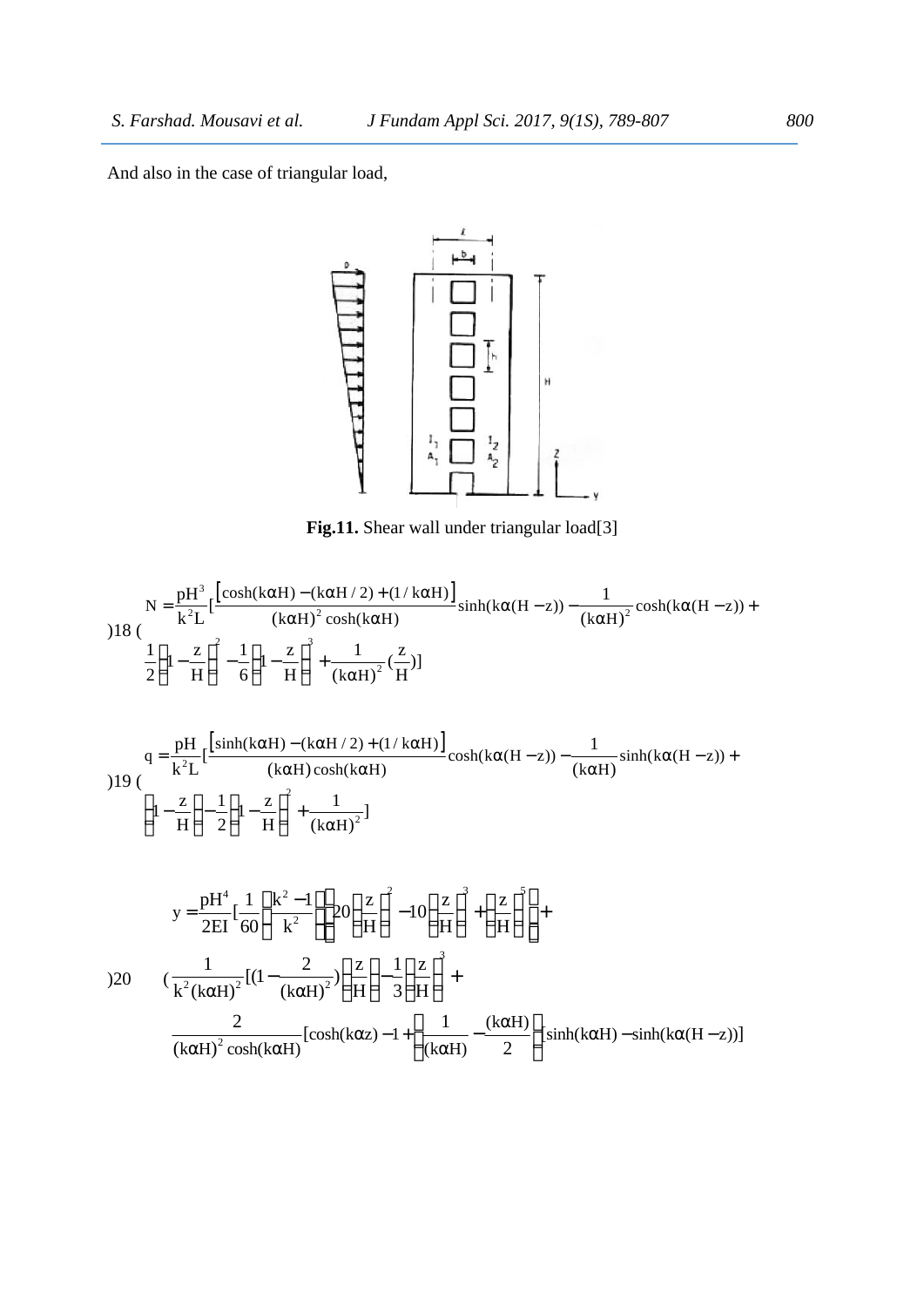And also in the case of triangular load,

**Fig.11.** Shear wall under triangular load[3]

$$N = \frac{pH^3}{k^2L}\left[\frac{\left[\cosh(k\alpha H) - (k\alpha H/2) + (1/k\alpha H)\right]}{(k\alpha H)^2\cosh(k\alpha H)}\sinh(k\alpha(H-z)) - \frac{1}{(k\alpha H)^2}\cosh(k\alpha(H-z)) + \frac{1}{2}\left(1-\frac{z}{H}\right)^2 - \frac{1}{6}\left(1-\frac{z}{H}\right)^3 + \frac{1}{(k\alpha H)^2}\left(\frac{z}{H}\right)\right] \quad (18)$$

$$q = \frac{pH}{k^2L}\left[\frac{\left[\sinh(k\alpha H) - (k\alpha H/2) + (1/k\alpha H)\right]}{(k\alpha H)\cosh(k\alpha H)}\cosh(k\alpha(H-z)) - \frac{1}{(k\alpha H)}\sinh(k\alpha(H-z)) + \left(1-\frac{z}{H}\right) - \frac{1}{2}\left(1-\frac{z}{H}\right)^2 + \frac{1}{(k\alpha H)^2}\right] \quad (19)$$

$$y = \frac{pH^4}{2EI}\left[\frac{1}{60}\left(\frac{k^2-1}{k^2}\right)\left(20\left(\frac{z}{H}\right)^2 - 10\left(\frac{z}{H}\right)^3 + \left(\frac{z}{H}\right)^5\right) + \left(\frac{1}{k^2(k\alpha H)^2}\left[\left(1-\frac{2}{(k\alpha H)^2}\right)\left(\frac{z}{H}\right) - \frac{1}{3}\left(\frac{z}{H}\right)^3\right] + \frac{2}{(k\alpha H)^2\cosh(k\alpha H)}\left[\cosh(k\alpha z) - 1 + \left(\frac{1}{(k\alpha H)} - \frac{(k\alpha H)}{2}\right)\left[\sinh(k\alpha H) - \sinh(k\alpha(H-z))\right]\right]\right)\right] \quad (20)$$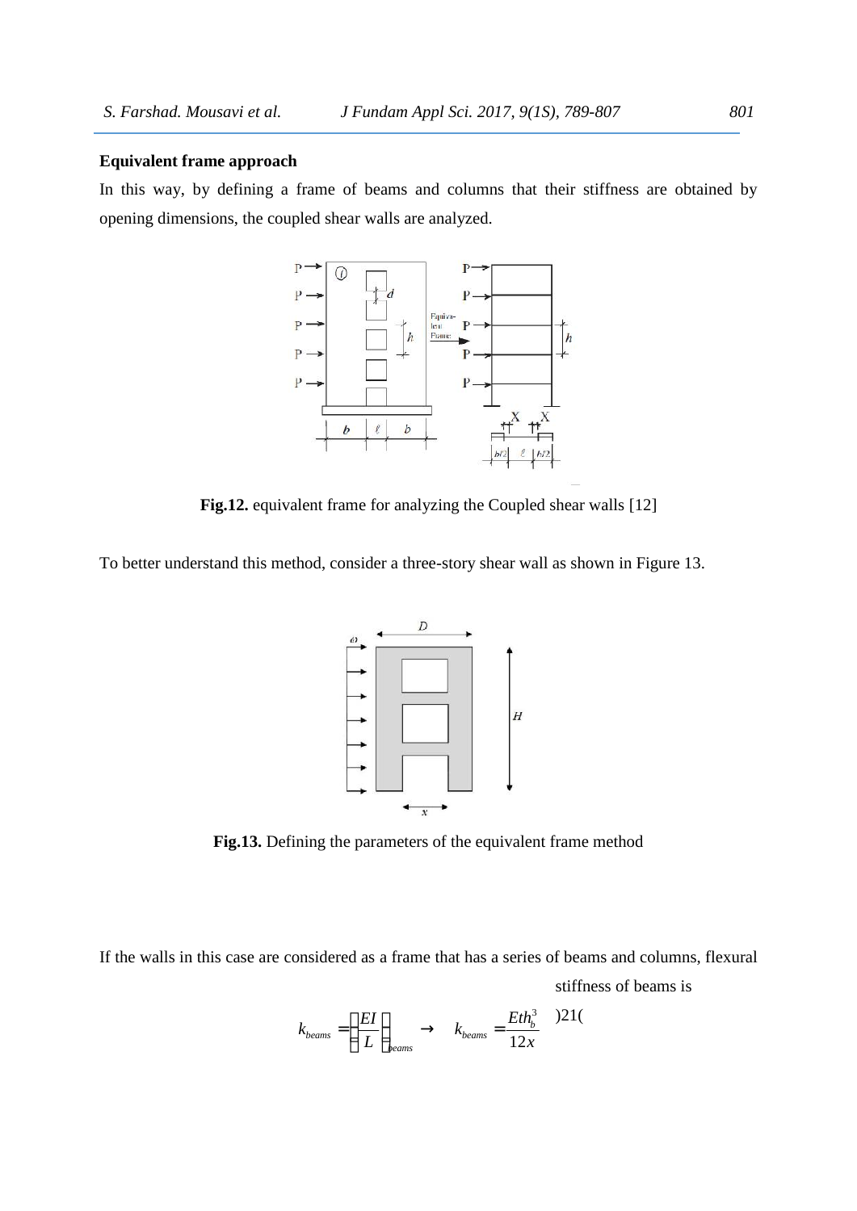**Equivalent frame approach**

In this way, by defining a frame of beams and columns that their stiffness are obtained by opening dimensions, the coupled shear walls are analyzed.

**Fig.12.** equivalent frame for analyzing the Coupled shear walls [12]

To better understand this method, consider a three-story shear wall as shown in Figure 13.

**Fig.13.** Defining the parameters of the equivalent frame method

If the walls in this case are considered as a frame that has a series of beams and columns, flexural stiffness of beams is

$$k_{beams} = \left(\frac{EI}{L}\right)_{beams} \rightarrow k_{beams} = \frac{Eth_b^3}{12x} \quad (21)$$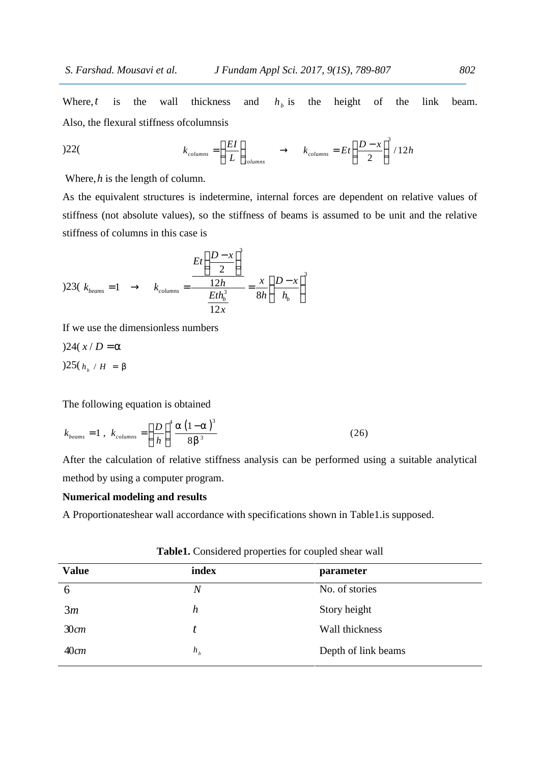Where, $t$ is the wall thickness and $h_b$ is the height of the link beam. Also, the flexural stiffness ofcolumnsis

$$k_{columns} = \left(\frac{EI}{L}\right)_{columns} \rightarrow k_{columns} = Et\left(\frac{D-x}{2}\right)^3 / 12h \tag{22}$$

Where, $h$ is the length of column.

As the equivalent structures is indetermine, internal forces are dependent on relative values of stiffness (not absolute values), so the stiffness of beams is assumed to be unit and the relative stiffness of columns in this case is

$$k_{beams} = 1 \rightarrow k_{columns} = \frac{\dfrac{Et\left(\dfrac{D-x}{2}\right)^3}{12h}}{\dfrac{Eth_b^3}{12x}} = \frac{x}{8h}\left(\frac{D-x}{h_b}\right)^3 \tag{23}$$

If we use the dimensionless numbers

$$x / D = \alpha \tag{24}$$

$$h_b / H = \beta \tag{25}$$

The following equation is obtained

$$k_{beams} = 1 \ , \ k_{columns} = \left(\frac{D}{h}\right)^4 \frac{\alpha\left(1-\alpha\right)^3}{8\beta^3} \tag{26}$$

After the calculation of relative stiffness analysis can be performed using a suitable analytical method by using a computer program.

**Numerical modeling and results**

A Proportionateshear wall accordance with specifications shown in Table1.is supposed.

**Table1.** Considered properties for coupled shear wall

| Value | index | parameter |
|---|---|---|
| 6 | $N$ | No. of stories |
| $3m$ | $h$ | Story height |
| $30cm$ | $t$ | Wall thickness |
| $40cm$ | $h_b$ | Depth of link beams |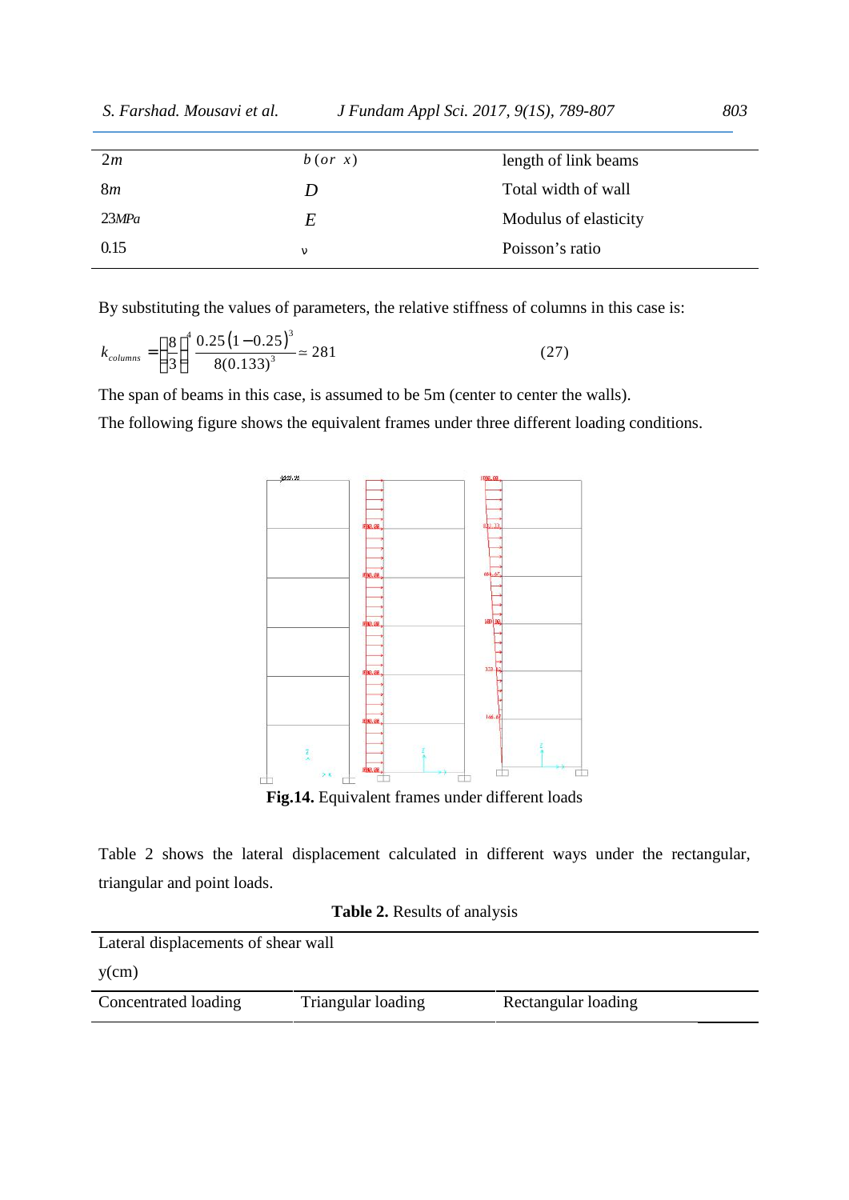| | | |
|---|---|---|
| $2m$ | $b\,(or\;\;x)$ | length of link beams |
| $8m$ | $D$ | Total width of wall |
| $23MPa$ | $E$ | Modulus of elasticity |
| 0.15 | $\nu$ | Poisson's ratio |

By substituting the values of parameters, the relative stiffness of columns in this case is:

$$k_{columns} = \left(\frac{8}{3}\right)^4 \frac{0.25\left(1-0.25\right)^3}{8(0.133)^3} \simeq 281 \qquad (27)$$

The span of beams in this case, is assumed to be 5m (center to center the walls).

The following figure shows the equivalent frames under three different loading conditions.

**Fig.14.** Equivalent frames under different loads

Table 2 shows the lateral displacement calculated in different ways under the rectangular, triangular and point loads.

**Table 2.** Results of analysis

| Lateral displacements of shear wall y(cm) | | |
|---|---|---|
| Concentrated loading | Triangular loading | Rectangular loading |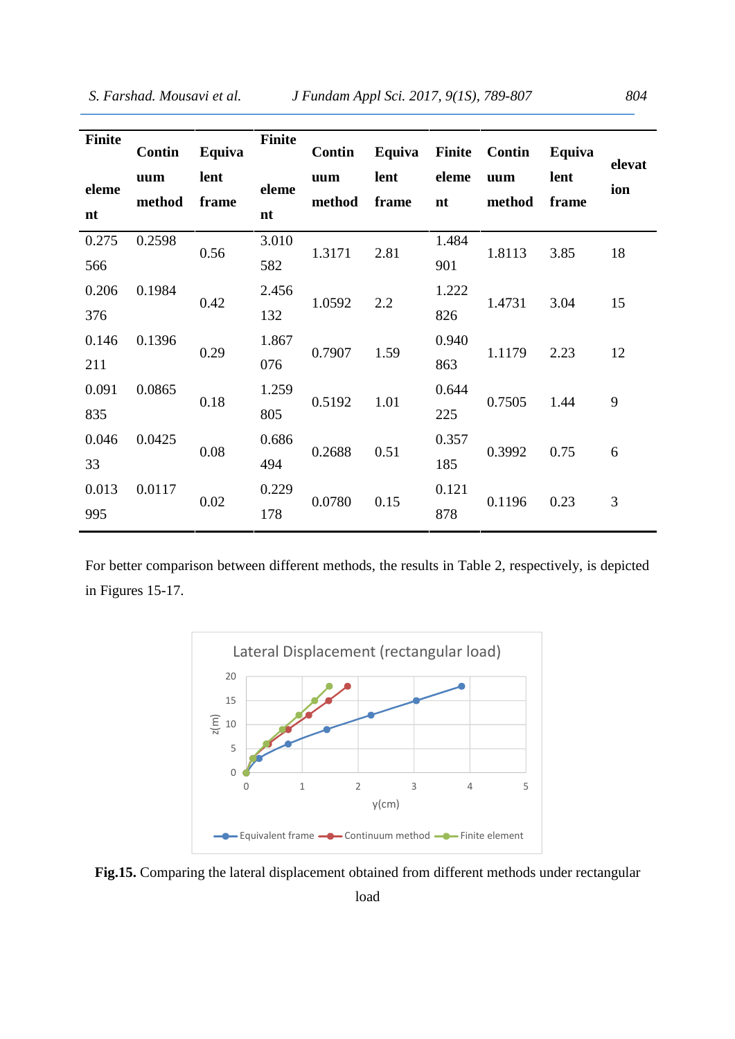| Finite element | Continuum method | Equivalent frame | Finite element | Continuum method | Equivalent frame | Finite element | Continuum method | Equivalent frame | elevation |
|---|---|---|---|---|---|---|---|---|---|
| 0.275566 | 0.2598 | 0.56 | 3.010582 | 1.3171 | 2.81 | 1.484901 | 1.8113 | 3.85 | 18 |
| 0.206376 | 0.1984 | 0.42 | 2.456132 | 1.0592 | 2.2 | 1.222826 | 1.4731 | 3.04 | 15 |
| 0.146211 | 0.1396 | 0.29 | 1.867076 | 0.7907 | 1.59 | 0.940863 | 1.1179 | 2.23 | 12 |
| 0.091835 | 0.0865 | 0.18 | 1.259805 | 0.5192 | 1.01 | 0.644225 | 0.7505 | 1.44 | 9 |
| 0.04633 | 0.0425 | 0.08 | 0.686494 | 0.2688 | 0.51 | 0.357185 | 0.3992 | 0.75 | 6 |
| 0.013995 | 0.0117 | 0.02 | 0.229178 | 0.0780 | 0.15 | 0.121878 | 0.1196 | 0.23 | 3 |

For better comparison between different methods, the results in Table 2, respectively, is depicted in Figures 15-17.

**Fig.15.** Comparing the lateral displacement obtained from different methods under rectangular load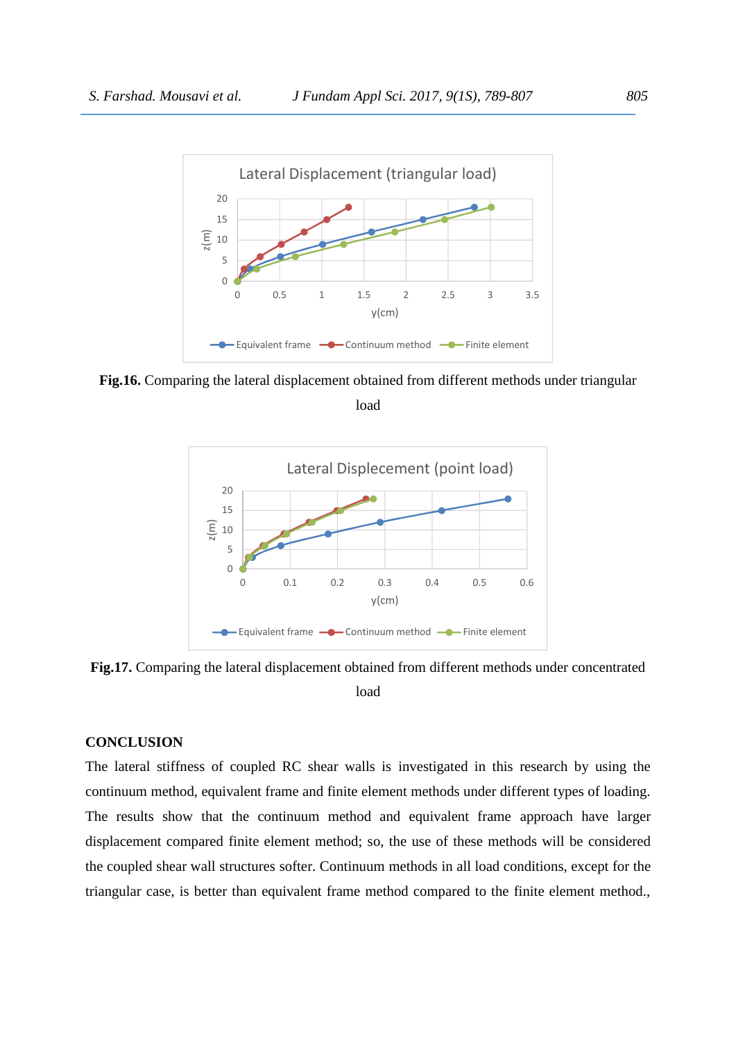**Fig.16.** Comparing the lateral displacement obtained from different methods under triangular load

**Fig.17.** Comparing the lateral displacement obtained from different methods under concentrated load

## CONCLUSION

The lateral stiffness of coupled RC shear walls is investigated in this research by using the continuum method, equivalent frame and finite element methods under different types of loading. The results show that the continuum method and equivalent frame approach have larger displacement compared finite element method; so, the use of these methods will be considered the coupled shear wall structures softer. Continuum methods in all load conditions, except for the triangular case, is better than equivalent frame method compared to the finite element method.,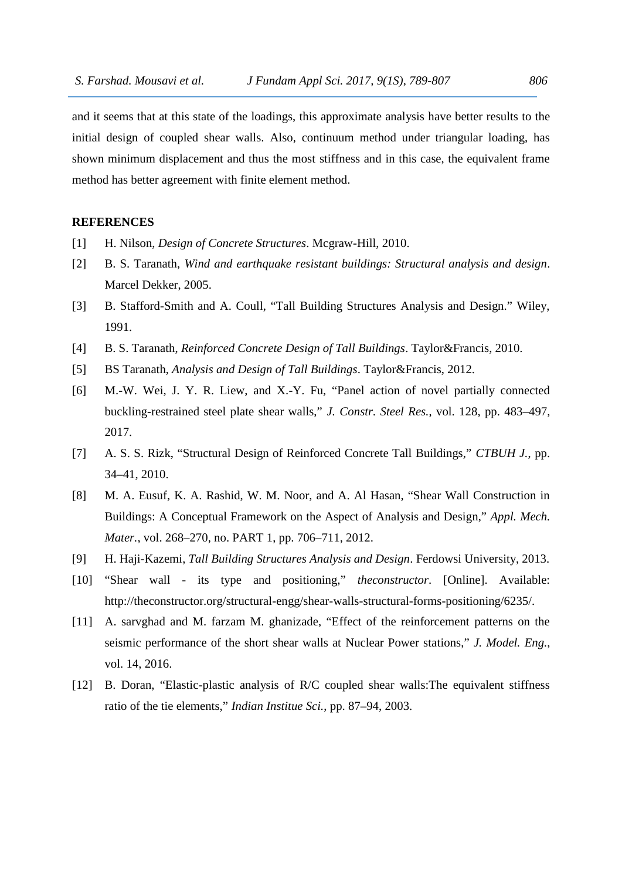and it seems that at this state of the loadings, this approximate analysis have better results to the initial design of coupled shear walls. Also, continuum method under triangular loading, has shown minimum displacement and thus the most stiffness and in this case, the equivalent frame method has better agreement with finite element method.

## REFERENCES

[1] H. Nilson, *Design of Concrete Structures*. Mcgraw-Hill, 2010.

[2] B. S. Taranath, *Wind and earthquake resistant buildings: Structural analysis and design*. Marcel Dekker, 2005.

[3] B. Stafford-Smith and A. Coull, "Tall Building Structures Analysis and Design." Wiley, 1991.

[4] B. S. Taranath, *Reinforced Concrete Design of Tall Buildings*. Taylor&Francis, 2010.

[5] BS Taranath, *Analysis and Design of Tall Buildings*. Taylor&Francis, 2012.

[6] M.-W. Wei, J. Y. R. Liew, and X.-Y. Fu, "Panel action of novel partially connected buckling-restrained steel plate shear walls," *J. Constr. Steel Res.*, vol. 128, pp. 483–497, 2017.

[7] A. S. S. Rizk, "Structural Design of Reinforced Concrete Tall Buildings," *CTBUH J.*, pp. 34–41, 2010.

[8] M. A. Eusuf, K. A. Rashid, W. M. Noor, and A. Al Hasan, "Shear Wall Construction in Buildings: A Conceptual Framework on the Aspect of Analysis and Design," *Appl. Mech. Mater.*, vol. 268–270, no. PART 1, pp. 706–711, 2012.

[9] H. Haji-Kazemi, *Tall Building Structures Analysis and Design*. Ferdowsi University, 2013.

[10] "Shear wall - its type and positioning," *theconstructor*. [Online]. Available: http://theconstructor.org/structural-engg/shear-walls-structural-forms-positioning/6235/.

[11] A. sarvghad and M. farzam M. ghanizade, "Effect of the reinforcement patterns on the seismic performance of the short shear walls at Nuclear Power stations," *J. Model. Eng.*, vol. 14, 2016.

[12] B. Doran, "Elastic-plastic analysis of R/C coupled shear walls:The equivalent stiffness ratio of the tie elements," *Indian Institue Sci.*, pp. 87–94, 2003.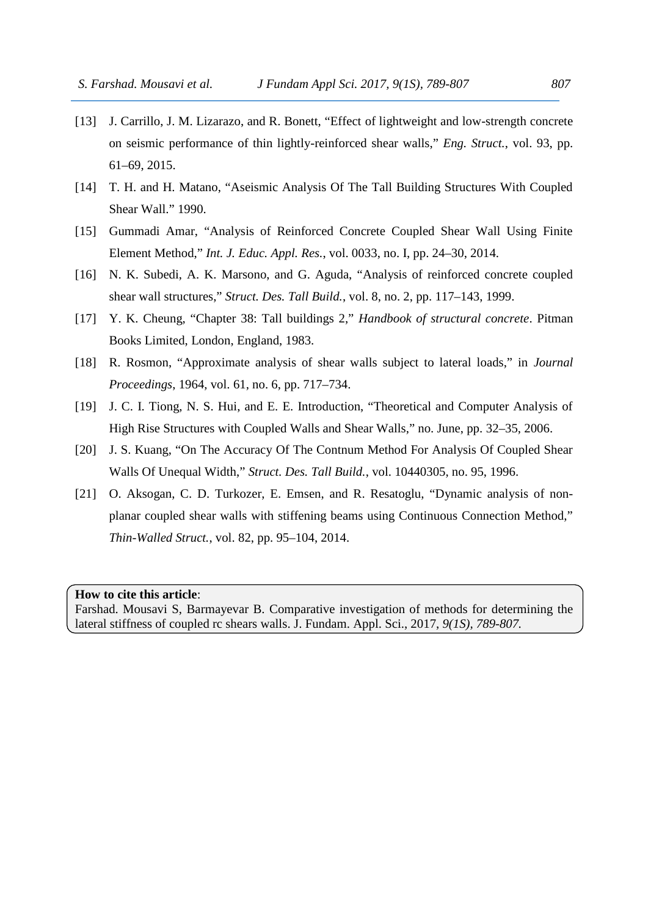[13] J. Carrillo, J. M. Lizarazo, and R. Bonett, "Effect of lightweight and low-strength concrete on seismic performance of thin lightly-reinforced shear walls," *Eng. Struct.*, vol. 93, pp. 61–69, 2015.

[14] T. H. and H. Matano, "Aseismic Analysis Of The Tall Building Structures With Coupled Shear Wall." 1990.

[15] Gummadi Amar, "Analysis of Reinforced Concrete Coupled Shear Wall Using Finite Element Method," *Int. J. Educ. Appl. Res.*, vol. 0033, no. I, pp. 24–30, 2014.

[16] N. K. Subedi, A. K. Marsono, and G. Aguda, "Analysis of reinforced concrete coupled shear wall structures," *Struct. Des. Tall Build.*, vol. 8, no. 2, pp. 117–143, 1999.

[17] Y. K. Cheung, "Chapter 38: Tall buildings 2," *Handbook of structural concrete*. Pitman Books Limited, London, England, 1983.

[18] R. Rosmon, "Approximate analysis of shear walls subject to lateral loads," in *Journal Proceedings*, 1964, vol. 61, no. 6, pp. 717–734.

[19] J. C. I. Tiong, N. S. Hui, and E. E. Introduction, "Theoretical and Computer Analysis of High Rise Structures with Coupled Walls and Shear Walls," no. June, pp. 32–35, 2006.

[20] J. S. Kuang, "On The Accuracy Of The Contnum Method For Analysis Of Coupled Shear Walls Of Unequal Width," *Struct. Des. Tall Build.*, vol. 10440305, no. 95, 1996.

[21] O. Aksogan, C. D. Turkozer, E. Emsen, and R. Resatoglu, "Dynamic analysis of non-planar coupled shear walls with stiffening beams using Continuous Connection Method," *Thin-Walled Struct.*, vol. 82, pp. 95–104, 2014.

**How to cite this article**:
Farshad. Mousavi S, Barmayevar B. Comparative investigation of methods for determining the lateral stiffness of coupled rc shears walls. J. Fundam. Appl. Sci., 2017, *9(1S), 789-807.*